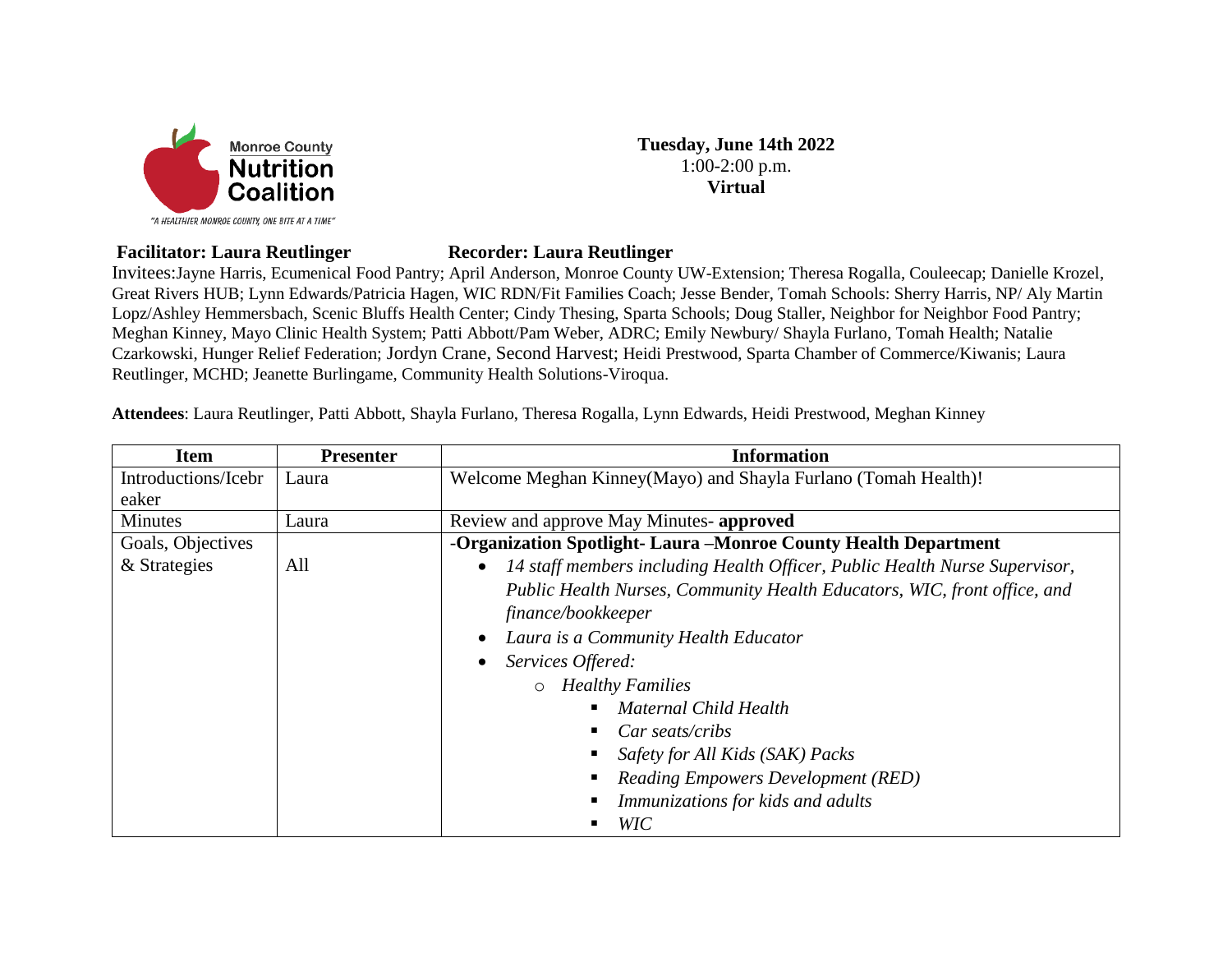Monroe County
**Nutrition Coalition**

"A HEALTHIER MONROE COUNTY, ONE BITE AT A TIME"

**Tuesday, June 14th 2022**
1:00-2:00 p.m.
**Virtual**

**Facilitator: Laura Reutlinger** **Recorder: Laura Reutlinger**

Invitees:Jayne Harris, Ecumenical Food Pantry; April Anderson, Monroe County UW-Extension; Theresa Rogalla, Couleecap; Danielle Krozel, Great Rivers HUB; Lynn Edwards/Patricia Hagen, WIC RDN/Fit Families Coach; Jesse Bender, Tomah Schools: Sherry Harris, NP/ Aly Martin Lopz/Ashley Hemmersbach, Scenic Bluffs Health Center; Cindy Thesing, Sparta Schools; Doug Staller, Neighbor for Neighbor Food Pantry; Meghan Kinney, Mayo Clinic Health System; Patti Abbott/Pam Weber, ADRC; Emily Newbury/ Shayla Furlano, Tomah Health; Natalie Czarkowski, Hunger Relief Federation; Jordyn Crane, Second Harvest; Heidi Prestwood, Sparta Chamber of Commerce/Kiwanis; Laura Reutlinger, MCHD; Jeanette Burlingame, Community Health Solutions-Viroqua.

**Attendees**: Laura Reutlinger, Patti Abbott, Shayla Furlano, Theresa Rogalla, Lynn Edwards, Heidi Prestwood, Meghan Kinney

| Item | Presenter | Information |
|---|---|---|
| Introductions/Icebreaker | Laura | Welcome Meghan Kinney(Mayo) and Shayla Furlano (Tomah Health)! |
| Minutes | Laura | Review and approve May Minutes- **approved** |
| Goals, Objectives & Strategies | All | -**Organization Spotlight- Laura –Monroe County Health Department**<br>• *14 staff members including Health Officer, Public Health Nurse Supervisor, Public Health Nurses, Community Health Educators, WIC, front office, and finance/bookkeeper*<br>• *Laura is a Community Health Educator*<br>• *Services Offered:*<br>  ○ *Healthy Families*<br>    ▪ *Maternal Child Health*<br>    ▪ *Car seats/cribs*<br>    ▪ *Safety for All Kids (SAK) Packs*<br>    ▪ *Reading Empowers Development (RED)*<br>    ▪ *Immunizations for kids and adults*<br>    ▪ *WIC* |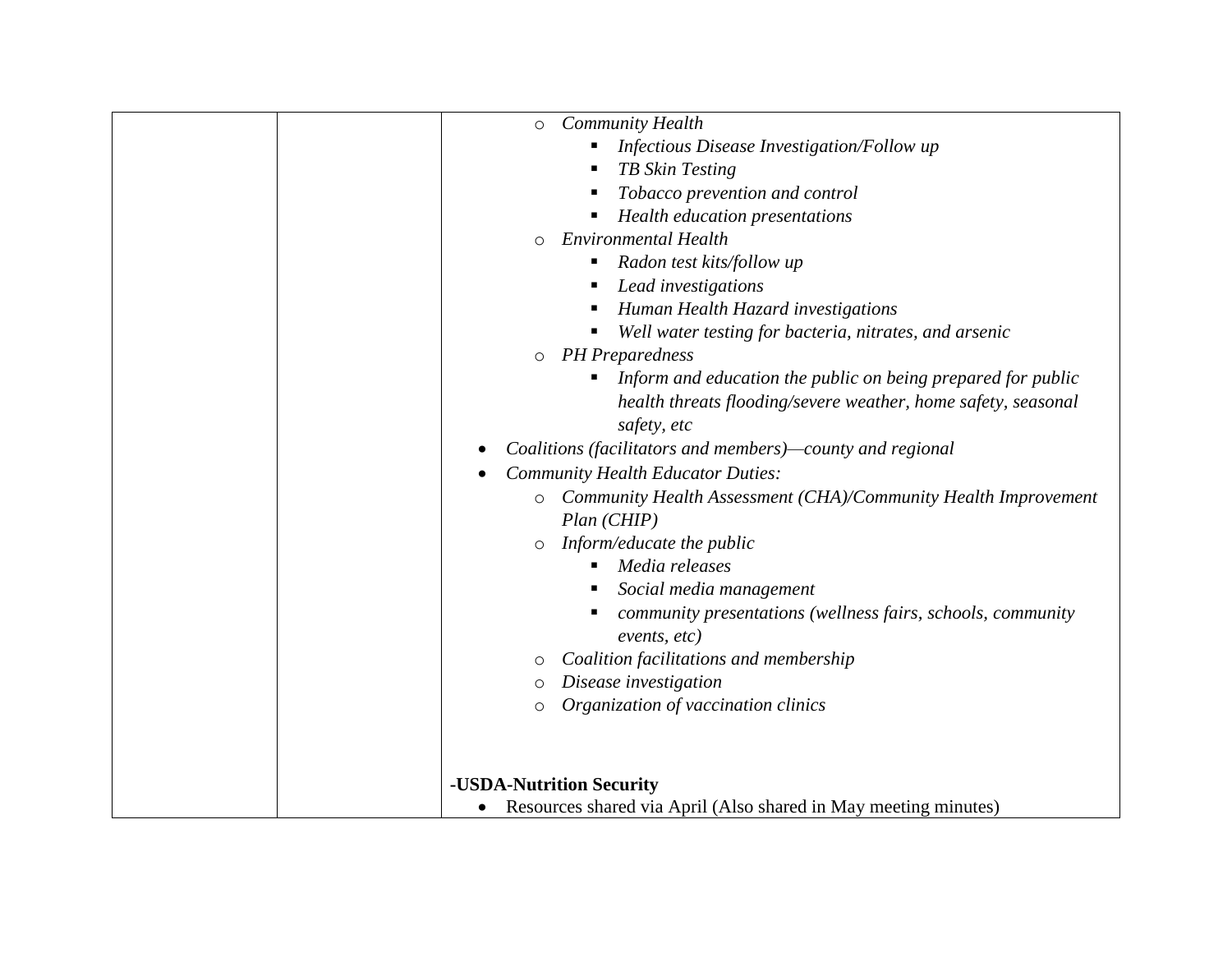| | | |
|---|---|---|
| | | - *Community Health*<br>  - *Infectious Disease Investigation/Follow up*<br>  - *TB Skin Testing*<br>  - *Tobacco prevention and control*<br>  - *Health education presentations*<br>- *Environmental Health*<br>  - *Radon test kits/follow up*<br>  - *Lead investigations*<br>  - *Human Health Hazard investigations*<br>  - *Well water testing for bacteria, nitrates, and arsenic*<br>- *PH Preparedness*<br>  - *Inform and education the public on being prepared for public health threats flooding/severe weather, home safety, seasonal safety, etc*<br><br>• *Coalitions (facilitators and members)—county and regional*<br>• *Community Health Educator Duties:*<br>  - *Community Health Assessment (CHA)/Community Health Improvement Plan (CHIP)*<br>  - *Inform/educate the public*<br>    - *Media releases*<br>    - *Social media management*<br>    - *community presentations (wellness fairs, schools, community events, etc)*<br>  - *Coalition facilitations and membership*<br>  - *Disease investigation*<br>  - *Organization of vaccination clinics*<br><br>**-USDA-Nutrition Security**<br>• Resources shared via April (Also shared in May meeting minutes) |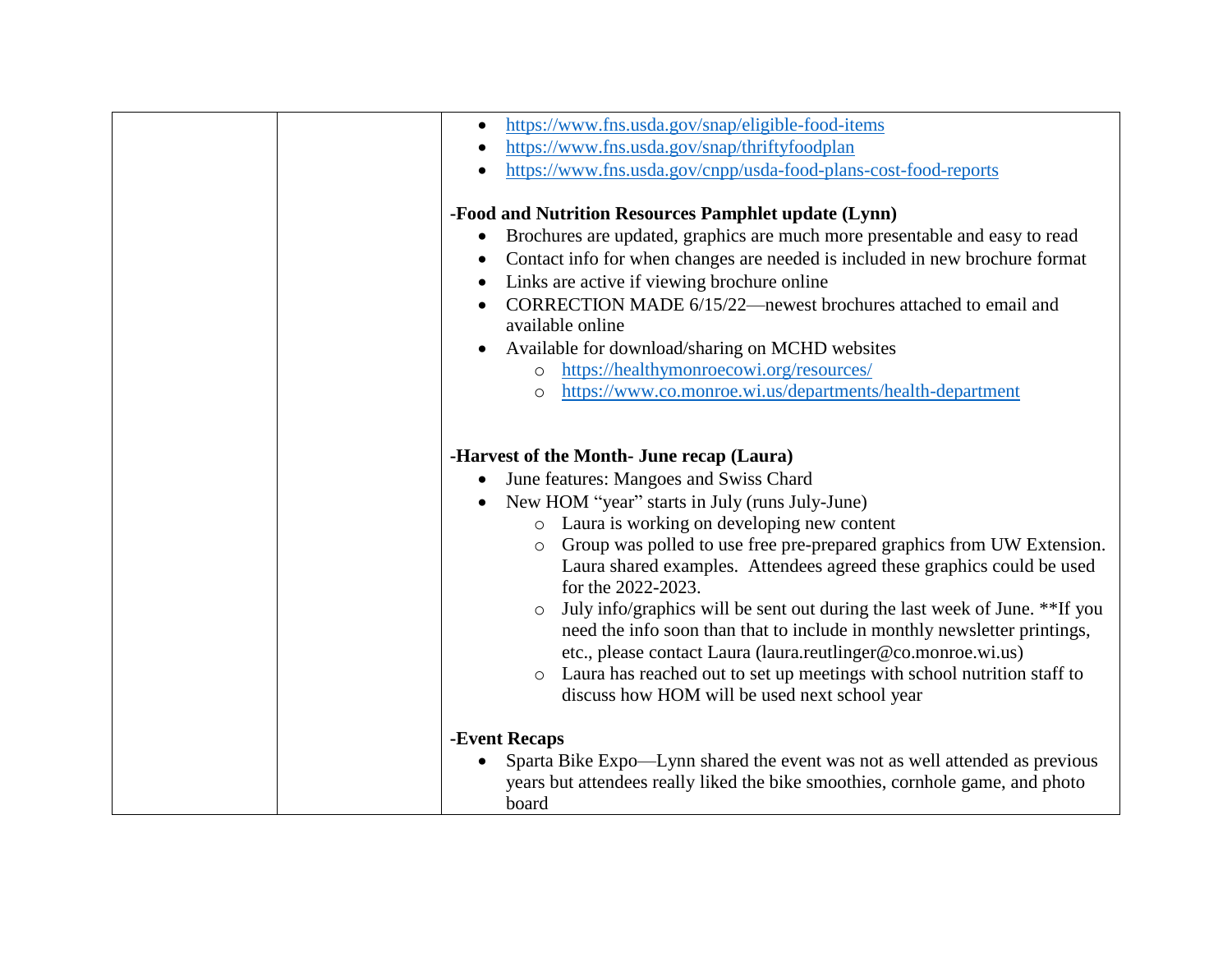| | | • https://www.fns.usda.gov/snap/eligible-food-items<br>• https://www.fns.usda.gov/snap/thriftyfoodplan<br>• https://www.fns.usda.gov/cnpp/usda-food-plans-cost-food-reports<br><br>**-Food and Nutrition Resources Pamphlet update (Lynn)**<br>• Brochures are updated, graphics are much more presentable and easy to read<br>• Contact info for when changes are needed is included in new brochure format<br>• Links are active if viewing brochure online<br>• CORRECTION MADE 6/15/22—newest brochures attached to email and available online<br>• Available for download/sharing on MCHD websites<br>  ○ https://healthymonroecowi.org/resources/<br>  ○ https://www.co.monroe.wi.us/departments/health-department<br><br>**-Harvest of the Month- June recap (Laura)**<br>• June features: Mangoes and Swiss Chard<br>• New HOM "year" starts in July (runs July-June)<br>  ○ Laura is working on developing new content<br>  ○ Group was polled to use free pre-prepared graphics from UW Extension. Laura shared examples. Attendees agreed these graphics could be used for the 2022-2023.<br>  ○ July info/graphics will be sent out during the last week of June. **If you need the info soon than that to include in monthly newsletter printings, etc., please contact Laura (laura.reutlinger@co.monroe.wi.us)<br>  ○ Laura has reached out to set up meetings with school nutrition staff to discuss how HOM will be used next school year<br><br>**-Event Recaps**<br>• Sparta Bike Expo—Lynn shared the event was not as well attended as previous years but attendees really liked the bike smoothies, cornhole game, and photo board |
|---|---|---|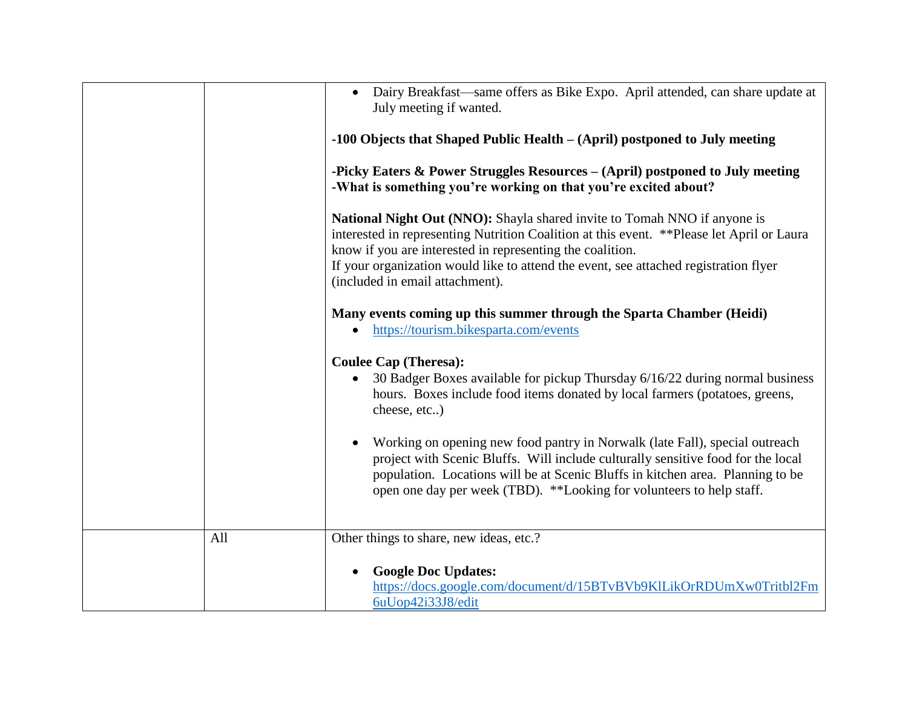| | | |
|---|---|---|
| | | <ul><li>Dairy Breakfast—same offers as Bike Expo. April attended, can share update at July meeting if wanted.</li></ul><br>**-100 Objects that Shaped Public Health – (April) postponed to July meeting**<br><br>**-Picky Eaters & Power Struggles Resources – (April) postponed to July meeting**<br>**-What is something you're working on that you're excited about?**<br><br>**National Night Out (NNO):** Shayla shared invite to Tomah NNO if anyone is interested in representing Nutrition Coalition at this event. **Please let April or Laura know if you are interested in representing the coalition.<br>If your organization would like to attend the event, see attached registration flyer (included in email attachment).<br><br>**Many events coming up this summer through the Sparta Chamber (Heidi)**<br><ul><li>https://tourism.bikesparta.com/events</li></ul><br>**Coulee Cap (Theresa):**<br><ul><li>30 Badger Boxes available for pickup Thursday 6/16/22 during normal business hours. Boxes include food items donated by local farmers (potatoes, greens, cheese, etc..)</li><li>Working on opening new food pantry in Norwalk (late Fall), special outreach project with Scenic Bluffs. Will include culturally sensitive food for the local population. Locations will be at Scenic Bluffs in kitchen area. Planning to be open one day per week (TBD). **Looking for volunteers to help staff.</li></ul> |
| | All | Other things to share, new ideas, etc.?<br><ul><li>**Google Doc Updates:** https://docs.google.com/document/d/15BTvBVb9KlLikOrRDUmXw0Tritbl2Fm6uUop42i33J8/edit</li></ul> |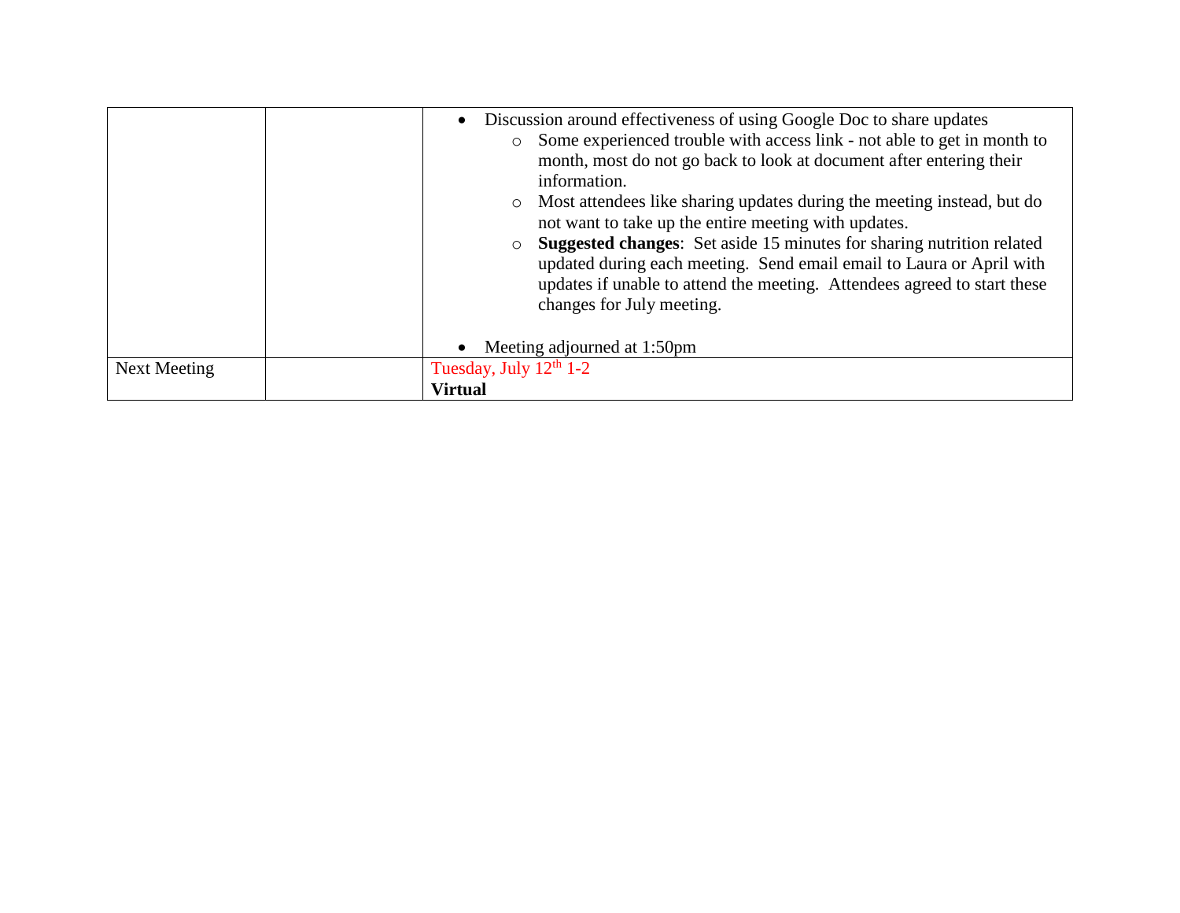| | | |
|---|---|---|
| | | • Discussion around effectiveness of using Google Doc to share updates<br>  ○ Some experienced trouble with access link - not able to get in month to month, most do not go back to look at document after entering their information.<br>  ○ Most attendees like sharing updates during the meeting instead, but do not want to take up the entire meeting with updates.<br>  ○ **Suggested changes**: Set aside 15 minutes for sharing nutrition related updated during each meeting. Send email email to Laura or April with updates if unable to attend the meeting. Attendees agreed to start these changes for July meeting.<br><br>• Meeting adjourned at 1:50pm |
| Next Meeting | | Tuesday, July 12th 1-2<br>**Virtual** |